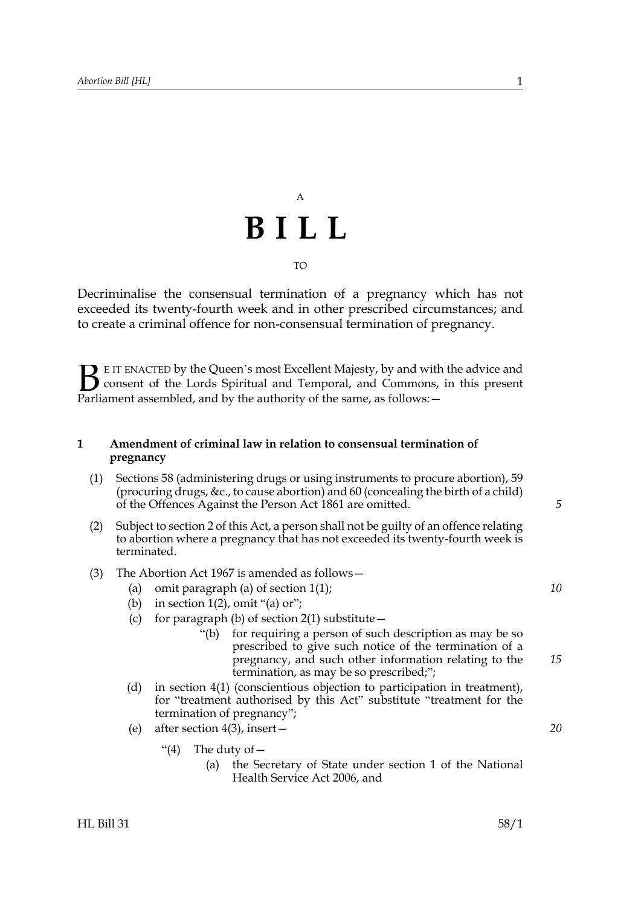A

# BILL

TO

Decriminalise the consensual termination of a pregnancy which has not exceeded its twenty-fourth week and in other prescribed circumstances; and to create a criminal offence for non-consensual termination of pregnancy.

BE IT ENACTED by the Queen's most Excellent Majesty, by and with the advice and consent of the Lords Spiritual and Temporal, and Commons, in this present Parliament assembled, and by the authority of the same, as follows:—

## 1 Amendment of criminal law in relation to consensual termination of pregnancy

(1) Sections 58 (administering drugs or using instruments to procure abortion), 59 (procuring drugs, &c., to cause abortion) and 60 (concealing the birth of a child) of the Offences Against the Person Act 1861 are omitted.

(2) Subject to section 2 of this Act, a person shall not be guilty of an offence relating to abortion where a pregnancy that has not exceeded its twenty-fourth week is terminated.

(3) The Abortion Act 1967 is amended as follows—

- (a) omit paragraph (a) of section 1(1);
- (b) in section 1(2), omit "(a) or";
- (c) for paragraph (b) of section 2(1) substitute—
  - "(b) for requiring a person of such description as may be so prescribed to give such notice of the termination of a pregnancy, and such other information relating to the termination, as may be so prescribed;";
- (d) in section 4(1) (conscientious objection to participation in treatment), for "treatment authorised by this Act" substitute "treatment for the termination of pregnancy";
- (e) after section 4(3), insert—
  - "(4) The duty of—
    - (a) the Secretary of State under section 1 of the National Health Service Act 2006, and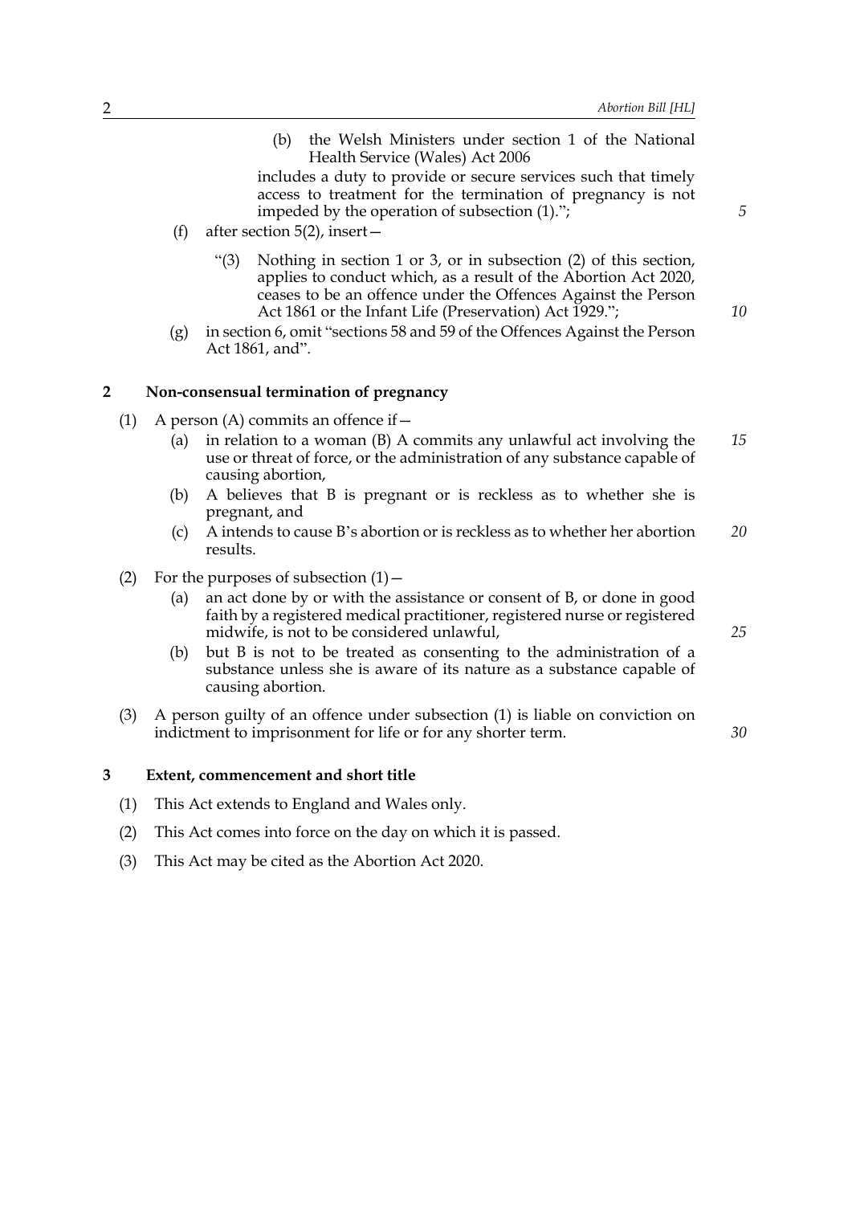(b) the Welsh Ministers under section 1 of the National Health Service (Wales) Act 2006

includes a duty to provide or secure services such that timely access to treatment for the termination of pregnancy is not impeded by the operation of subsection (1).";

(f) after section 5(2), insert—

"(3) Nothing in section 1 or 3, or in subsection (2) of this section, applies to conduct which, as a result of the Abortion Act 2020, ceases to be an offence under the Offences Against the Person Act 1861 or the Infant Life (Preservation) Act 1929.";

(g) in section 6, omit "sections 58 and 59 of the Offences Against the Person Act 1861, and".

## 2 Non-consensual termination of pregnancy

(1) A person (A) commits an offence if—

(a) in relation to a woman (B) A commits any unlawful act involving the use or threat of force, or the administration of any substance capable of causing abortion,

(b) A believes that B is pregnant or is reckless as to whether she is pregnant, and

(c) A intends to cause B's abortion or is reckless as to whether her abortion results.

(2) For the purposes of subsection (1)—

(a) an act done by or with the assistance or consent of B, or done in good faith by a registered medical practitioner, registered nurse or registered midwife, is not to be considered unlawful,

(b) but B is not to be treated as consenting to the administration of a substance unless she is aware of its nature as a substance capable of causing abortion.

(3) A person guilty of an offence under subsection (1) is liable on conviction on indictment to imprisonment for life or for any shorter term.

## 3 Extent, commencement and short title

(1) This Act extends to England and Wales only.

(2) This Act comes into force on the day on which it is passed.

(3) This Act may be cited as the Abortion Act 2020.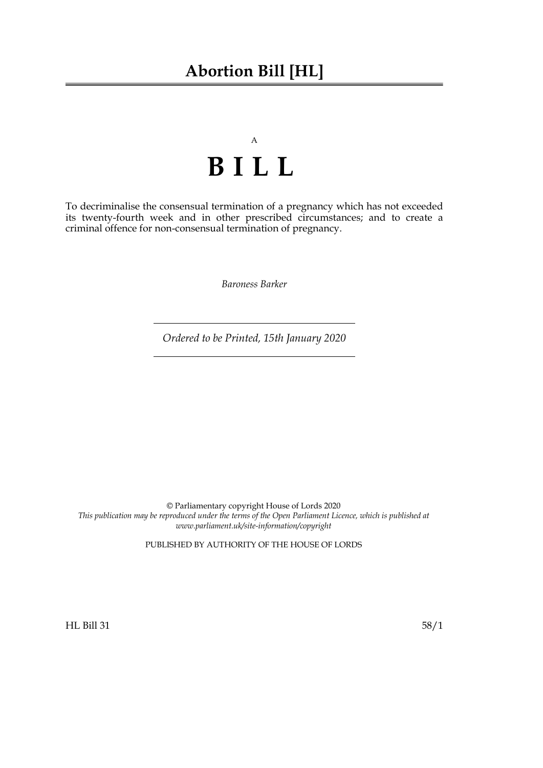# Abortion Bill [HL]

A

# B I L L

To decriminalise the consensual termination of a pregnancy which has not exceeded its twenty-fourth week and in other prescribed circumstances; and to create a criminal offence for non-consensual termination of pregnancy.

*Baroness Barker*

*Ordered to be Printed, 15th January 2020*

© Parliamentary copyright House of Lords 2020
*This publication may be reproduced under the terms of the Open Parliament Licence, which is published at www.parliament.uk/site-information/copyright*

PUBLISHED BY AUTHORITY OF THE HOUSE OF LORDS

HL Bill 31 58/1